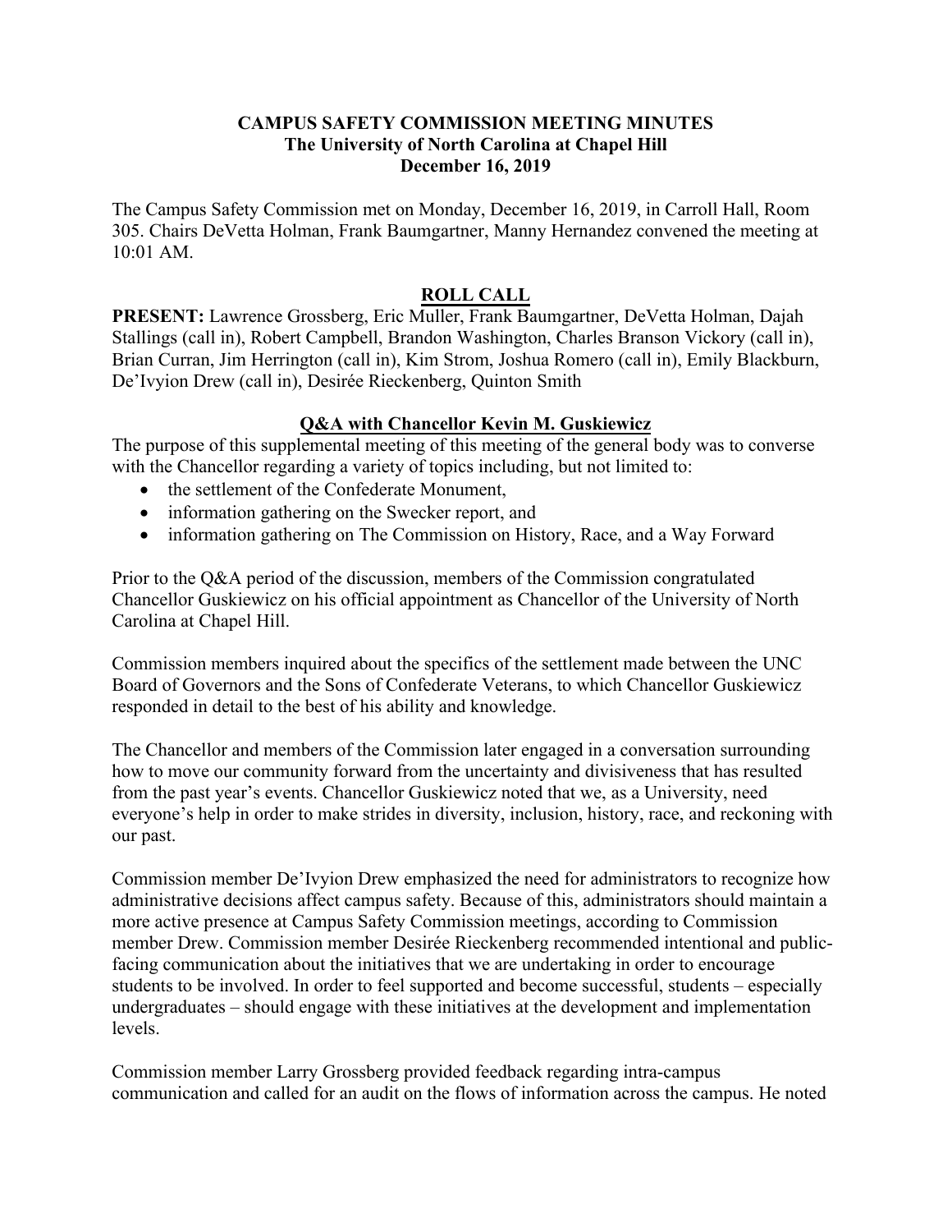**CAMPUS SAFETY COMMISSION MEETING MINUTES**
**The University of North Carolina at Chapel Hill**
**December 16, 2019**

The Campus Safety Commission met on Monday, December 16, 2019, in Carroll Hall, Room 305. Chairs DeVetta Holman, Frank Baumgartner, Manny Hernandez convened the meeting at 10:01 AM.

## ROLL CALL

**PRESENT:** Lawrence Grossberg, Eric Muller, Frank Baumgartner, DeVetta Holman, Dajah Stallings (call in), Robert Campbell, Brandon Washington, Charles Branson Vickory (call in), Brian Curran, Jim Herrington (call in), Kim Strom, Joshua Romero (call in), Emily Blackburn, De'Ivyion Drew (call in), Desirée Rieckenberg, Quinton Smith

## Q&A with Chancellor Kevin M. Guskiewicz

The purpose of this supplemental meeting of this meeting of the general body was to converse with the Chancellor regarding a variety of topics including, but not limited to:

- the settlement of the Confederate Monument,
- information gathering on the Swecker report, and
- information gathering on The Commission on History, Race, and a Way Forward

Prior to the Q&A period of the discussion, members of the Commission congratulated Chancellor Guskiewicz on his official appointment as Chancellor of the University of North Carolina at Chapel Hill.

Commission members inquired about the specifics of the settlement made between the UNC Board of Governors and the Sons of Confederate Veterans, to which Chancellor Guskiewicz responded in detail to the best of his ability and knowledge.

The Chancellor and members of the Commission later engaged in a conversation surrounding how to move our community forward from the uncertainty and divisiveness that has resulted from the past year's events. Chancellor Guskiewicz noted that we, as a University, need everyone's help in order to make strides in diversity, inclusion, history, race, and reckoning with our past.

Commission member De'Ivyion Drew emphasized the need for administrators to recognize how administrative decisions affect campus safety. Because of this, administrators should maintain a more active presence at Campus Safety Commission meetings, according to Commission member Drew. Commission member Desirée Rieckenberg recommended intentional and public-facing communication about the initiatives that we are undertaking in order to encourage students to be involved. In order to feel supported and become successful, students – especially undergraduates – should engage with these initiatives at the development and implementation levels.

Commission member Larry Grossberg provided feedback regarding intra-campus communication and called for an audit on the flows of information across the campus. He noted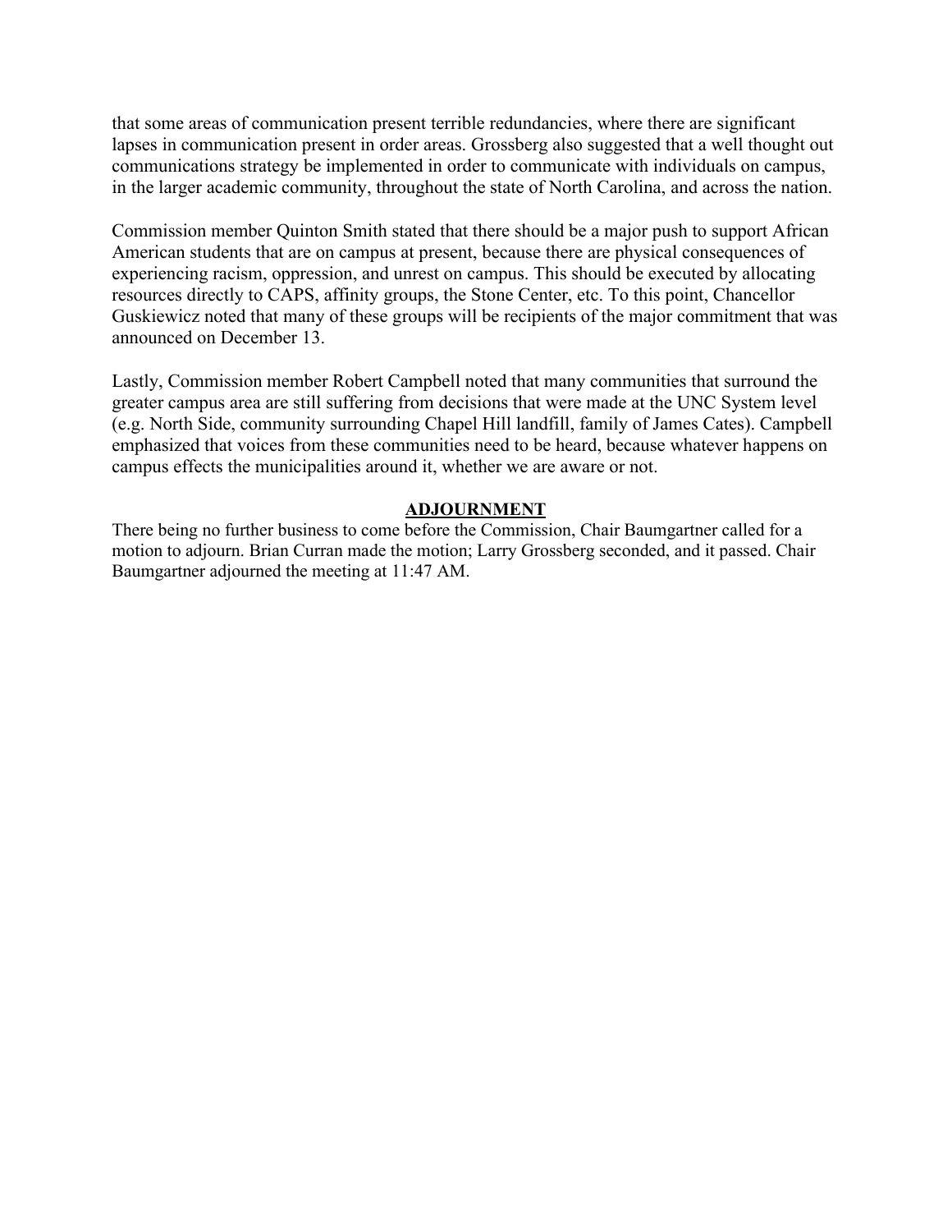that some areas of communication present terrible redundancies, where there are significant lapses in communication present in order areas. Grossberg also suggested that a well thought out communications strategy be implemented in order to communicate with individuals on campus, in the larger academic community, throughout the state of North Carolina, and across the nation.

Commission member Quinton Smith stated that there should be a major push to support African American students that are on campus at present, because there are physical consequences of experiencing racism, oppression, and unrest on campus. This should be executed by allocating resources directly to CAPS, affinity groups, the Stone Center, etc. To this point, Chancellor Guskiewicz noted that many of these groups will be recipients of the major commitment that was announced on December 13.

Lastly, Commission member Robert Campbell noted that many communities that surround the greater campus area are still suffering from decisions that were made at the UNC System level (e.g. North Side, community surrounding Chapel Hill landfill, family of James Cates). Campbell emphasized that voices from these communities need to be heard, because whatever happens on campus effects the municipalities around it, whether we are aware or not.

## ADJOURNMENT

There being no further business to come before the Commission, Chair Baumgartner called for a motion to adjourn. Brian Curran made the motion; Larry Grossberg seconded, and it passed. Chair Baumgartner adjourned the meeting at 11:47 AM.